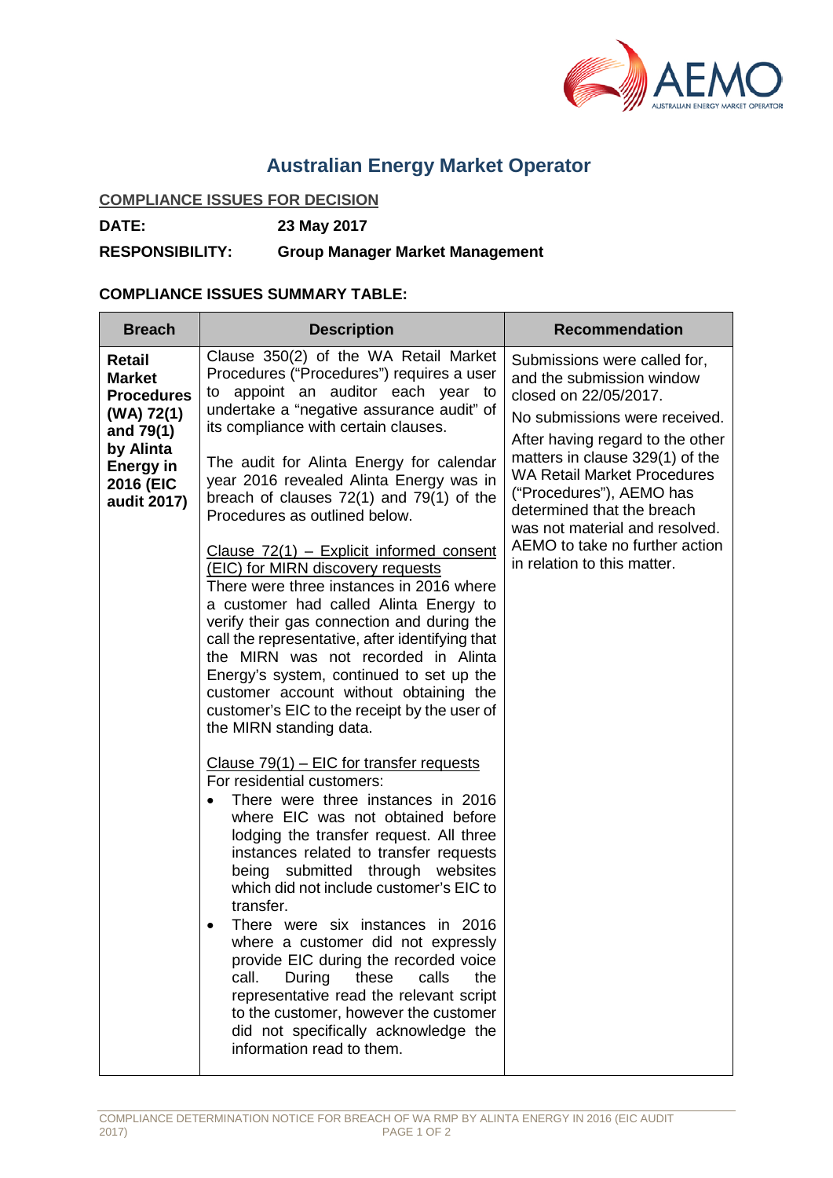# Australian Energy Market Operator

**COMPLIANCE ISSUES FOR DECISION**

**DATE:** 23 May 2017

**RESPONSIBILITY:** Group Manager Market Management

**COMPLIANCE ISSUES SUMMARY TABLE:**

| Breach | Description | Recommendation |
| --- | --- | --- |
| **Retail Market Procedures (WA) 72(1) and 79(1) by Alinta Energy in 2016 (EIC audit 2017)** | Clause 350(2) of the WA Retail Market Procedures ("Procedures") requires a user to appoint an auditor each year to undertake a "negative assurance audit" of its compliance with certain clauses.<br><br>The audit for Alinta Energy for calendar year 2016 revealed Alinta Energy was in breach of clauses 72(1) and 79(1) of the Procedures as outlined below.<br><br><u>Clause 72(1) – Explicit informed consent (EIC) for MIRN discovery requests</u><br>There were three instances in 2016 where a customer had called Alinta Energy to verify their gas connection and during the call the representative, after identifying that the MIRN was not recorded in Alinta Energy's system, continued to set up the customer account without obtaining the customer's EIC to the receipt by the user of the MIRN standing data.<br><br><u>Clause 79(1) – EIC for transfer requests</u><br>For residential customers:<br>• There were three instances in 2016 where EIC was not obtained before lodging the transfer request. All three instances related to transfer requests being submitted through websites which did not include customer's EIC to transfer.<br>• There were six instances in 2016 where a customer did not expressly provide EIC during the recorded voice call. During these calls the representative read the relevant script to the customer, however the customer did not specifically acknowledge the information read to them. | Submissions were called for, and the submission window closed on 22/05/2017.<br><br>No submissions were received.<br><br>After having regard to the other matters in clause 329(1) of the WA Retail Market Procedures ("Procedures"), AEMO has determined that the breach was not material and resolved. AEMO to take no further action in relation to this matter. |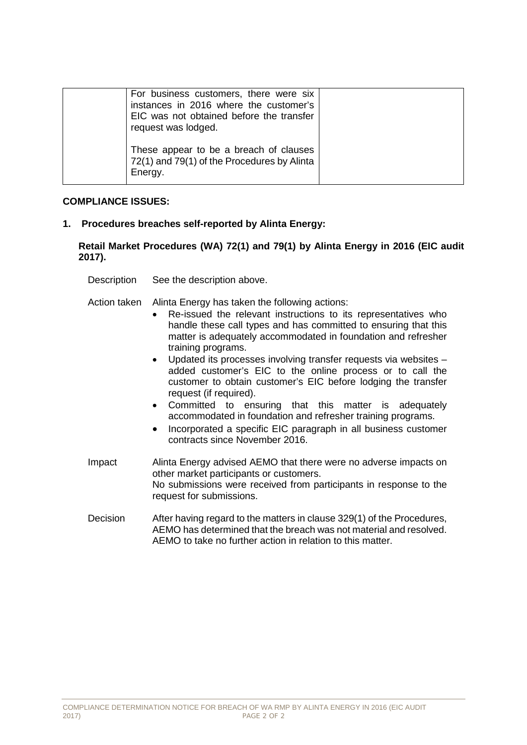| | | |
|---|---|---|
| | For business customers, there were six instances in 2016 where the customer's EIC was not obtained before the transfer request was lodged.<br><br>These appear to be a breach of clauses 72(1) and 79(1) of the Procedures by Alinta Energy. | |

**COMPLIANCE ISSUES:**

**1. Procedures breaches self-reported by Alinta Energy:**

**Retail Market Procedures (WA) 72(1) and 79(1) by Alinta Energy in 2016 (EIC audit 2017).**

Description: See the description above.

Action taken: Alinta Energy has taken the following actions:

- Re-issued the relevant instructions to its representatives who handle these call types and has committed to ensuring that this matter is adequately accommodated in foundation and refresher training programs.
- Updated its processes involving transfer requests via websites – added customer's EIC to the online process or to call the customer to obtain customer's EIC before lodging the transfer request (if required).
- Committed to ensuring that this matter is adequately accommodated in foundation and refresher training programs.
- Incorporated a specific EIC paragraph in all business customer contracts since November 2016.

Impact: Alinta Energy advised AEMO that there were no adverse impacts on other market participants or customers.
No submissions were received from participants in response to the request for submissions.

Decision: After having regard to the matters in clause 329(1) of the Procedures, AEMO has determined that the breach was not material and resolved. AEMO to take no further action in relation to this matter.